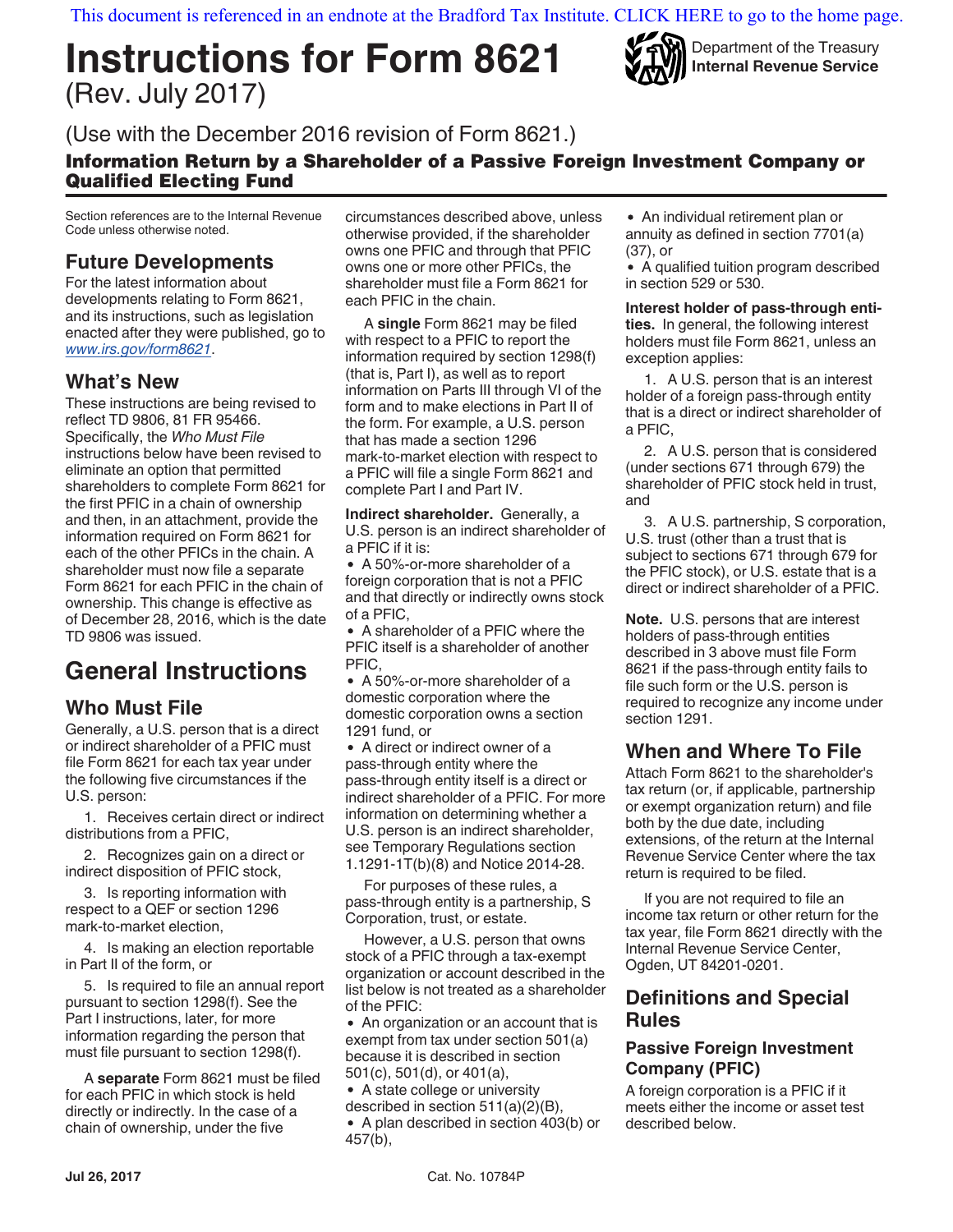This document is referenced in an endnote at the Bradford Tax Institute. CLICK HERE to go to the home page.

# Instructions for Form 8621

(Rev. July 2017)

Department of the Treasury
Internal Revenue Service

(Use with the December 2016 revision of Form 8621.)

**Information Return by a Shareholder of a Passive Foreign Investment Company or Qualified Electing Fund**

Section references are to the Internal Revenue Code unless otherwise noted.

## Future Developments

For the latest information about developments relating to Form 8621, and its instructions, such as legislation enacted after they were published, go to *www.irs.gov/form8621*.

## What's New

These instructions are being revised to reflect TD 9806, 81 FR 95466. Specifically, the *Who Must File* instructions below have been revised to eliminate an option that permitted shareholders to complete Form 8621 for the first PFIC in a chain of ownership and then, in an attachment, provide the information required on Form 8621 for each of the other PFICs in the chain. A shareholder must now file a separate Form 8621 for each PFIC in the chain of ownership. This change is effective as of December 28, 2016, which is the date TD 9806 was issued.

# General Instructions

## Who Must File

Generally, a U.S. person that is a direct or indirect shareholder of a PFIC must file Form 8621 for each tax year under the following five circumstances if the U.S. person:

1. Receives certain direct or indirect distributions from a PFIC,
2. Recognizes gain on a direct or indirect disposition of PFIC stock,
3. Is reporting information with respect to a QEF or section 1296 mark-to-market election,
4. Is making an election reportable in Part II of the form, or
5. Is required to file an annual report pursuant to section 1298(f). See the Part I instructions, later, for more information regarding the person that must file pursuant to section 1298(f).

A **separate** Form 8621 must be filed for each PFIC in which stock is held directly or indirectly. In the case of a chain of ownership, under the five circumstances described above, unless otherwise provided, if the shareholder owns one PFIC and through that PFIC owns one or more other PFICs, the shareholder must file a Form 8621 for each PFIC in the chain.

A **single** Form 8621 may be filed with respect to a PFIC to report the information required by section 1298(f) (that is, Part I), as well as to report information on Parts III through VI of the form and to make elections in Part II of the form. For example, a U.S. person that has made a section 1296 mark-to-market election with respect to a PFIC will file a single Form 8621 and complete Part I and Part IV.

**Indirect shareholder.** Generally, a U.S. person is an indirect shareholder of a PFIC if it is:

- A 50%-or-more shareholder of a foreign corporation that is not a PFIC and that directly or indirectly owns stock of a PFIC,
- A shareholder of a PFIC where the PFIC itself is a shareholder of another PFIC,
- A 50%-or-more shareholder of a domestic corporation where the domestic corporation owns a section 1291 fund, or
- A direct or indirect owner of a pass-through entity where the pass-through entity itself is a direct or indirect shareholder of a PFIC. For more information on determining whether a U.S. person is an indirect shareholder, see Temporary Regulations section 1.1291-1T(b)(8) and Notice 2014-28.

For purposes of these rules, a pass-through entity is a partnership, S Corporation, trust, or estate.

However, a U.S. person that owns stock of a PFIC through a tax-exempt organization or account described in the list below is not treated as a shareholder of the PFIC:

- An organization or an account that is exempt from tax under section 501(a) because it is described in section 501(c), 501(d), or 401(a),
- A state college or university described in section 511(a)(2)(B),
- A plan described in section 403(b) or 457(b),
- An individual retirement plan or annuity as defined in section 7701(a)(37), or
- A qualified tuition program described in section 529 or 530.

**Interest holder of pass-through entities.** In general, the following interest holders must file Form 8621, unless an exception applies:

1. A U.S. person that is an interest holder of a foreign pass-through entity that is a direct or indirect shareholder of a PFIC,
2. A U.S. person that is considered (under sections 671 through 679) the shareholder of PFIC stock held in trust, and
3. A U.S. partnership, S corporation, U.S. trust (other than a trust that is subject to sections 671 through 679 for the PFIC stock), or U.S. estate that is a direct or indirect shareholder of a PFIC.

**Note.** U.S. persons that are interest holders of pass-through entities described in 3 above must file Form 8621 if the pass-through entity fails to file such form or the U.S. person is required to recognize any income under section 1291.

## When and Where To File

Attach Form 8621 to the shareholder's tax return (or, if applicable, partnership or exempt organization return) and file both by the due date, including extensions, of the return at the Internal Revenue Service Center where the tax return is required to be filed.

If you are not required to file an income tax return or other return for the tax year, file Form 8621 directly with the Internal Revenue Service Center, Ogden, UT 84201-0201.

## Definitions and Special Rules

### Passive Foreign Investment Company (PFIC)

A foreign corporation is a PFIC if it meets either the income or asset test described below.

Jul 26, 2017

Cat. No. 10784P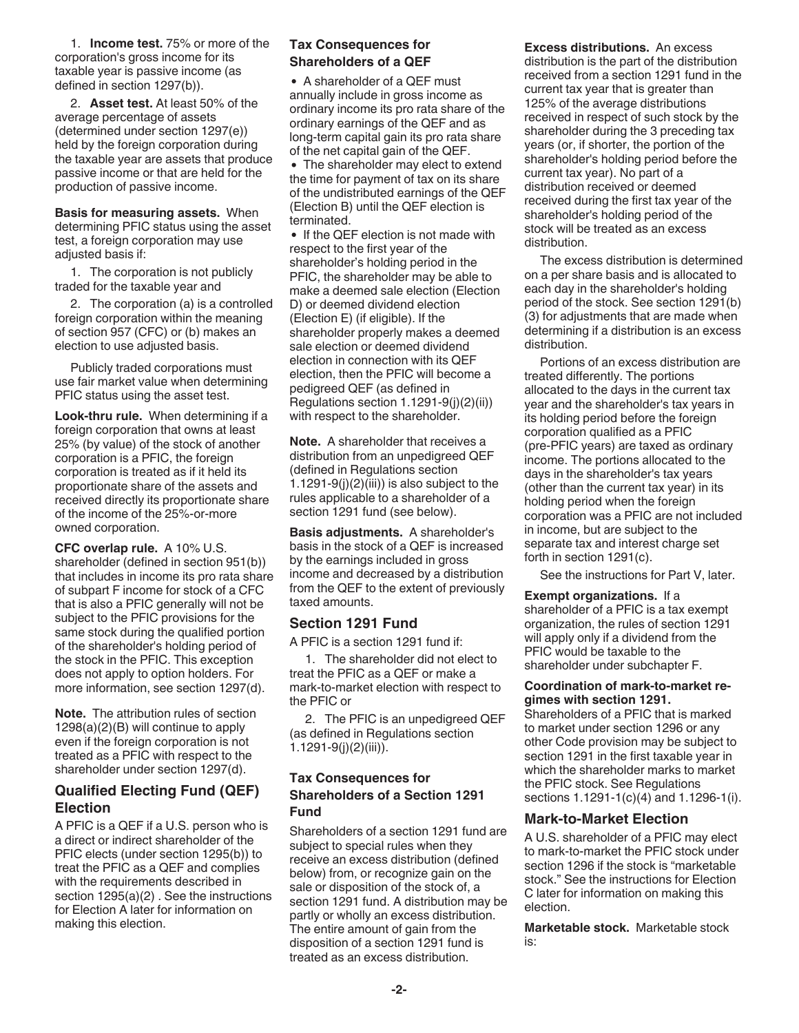1. **Income test.** 75% or more of the corporation's gross income for its taxable year is passive income (as defined in section 1297(b)).

2. **Asset test.** At least 50% of the average percentage of assets (determined under section 1297(e)) held by the foreign corporation during the taxable year are assets that produce passive income or that are held for the production of passive income.

**Basis for measuring assets.** When determining PFIC status using the asset test, a foreign corporation may use adjusted basis if:

1. The corporation is not publicly traded for the taxable year and

2. The corporation (a) is a controlled foreign corporation within the meaning of section 957 (CFC) or (b) makes an election to use adjusted basis.

Publicly traded corporations must use fair market value when determining PFIC status using the asset test.

**Look-thru rule.** When determining if a foreign corporation that owns at least 25% (by value) of the stock of another corporation is a PFIC, the foreign corporation is treated as if it held its proportionate share of the assets and received directly its proportionate share of the income of the 25%-or-more owned corporation.

**CFC overlap rule.** A 10% U.S. shareholder (defined in section 951(b)) that includes in income its pro rata share of subpart F income for stock of a CFC that is also a PFIC generally will not be subject to the PFIC provisions for the same stock during the qualified portion of the shareholder's holding period of the stock in the PFIC. This exception does not apply to option holders. For more information, see section 1297(d).

**Note.** The attribution rules of section 1298(a)(2)(B) will continue to apply even if the foreign corporation is not treated as a PFIC with respect to the shareholder under section 1297(d).

## Qualified Electing Fund (QEF) Election

A PFIC is a QEF if a U.S. person who is a direct or indirect shareholder of the PFIC elects (under section 1295(b)) to treat the PFIC as a QEF and complies with the requirements described in section 1295(a)(2) . See the instructions for Election A later for information on making this election.

### Tax Consequences for Shareholders of a QEF

- A shareholder of a QEF must annually include in gross income as ordinary income its pro rata share of the ordinary earnings of the QEF and as long-term capital gain its pro rata share of the net capital gain of the QEF.
- The shareholder may elect to extend the time for payment of tax on its share of the undistributed earnings of the QEF (Election B) until the QEF election is terminated.
- If the QEF election is not made with respect to the first year of the shareholder's holding period in the PFIC, the shareholder may be able to make a deemed sale election (Election D) or deemed dividend election (Election E) (if eligible). If the shareholder properly makes a deemed sale election or deemed dividend election in connection with its QEF election, then the PFIC will become a pedigreed QEF (as defined in Regulations section 1.1291-9(j)(2)(ii)) with respect to the shareholder.

**Note.** A shareholder that receives a distribution from an unpedigreed QEF (defined in Regulations section 1.1291-9(j)(2)(iii)) is also subject to the rules applicable to a shareholder of a section 1291 fund (see below).

**Basis adjustments.** A shareholder's basis in the stock of a QEF is increased by the earnings included in gross income and decreased by a distribution from the QEF to the extent of previously taxed amounts.

## Section 1291 Fund

A PFIC is a section 1291 fund if:

1. The shareholder did not elect to treat the PFIC as a QEF or make a mark-to-market election with respect to the PFIC or

2. The PFIC is an unpedigreed QEF (as defined in Regulations section 1.1291-9(j)(2)(iii)).

### Tax Consequences for Shareholders of a Section 1291 Fund

Shareholders of a section 1291 fund are subject to special rules when they receive an excess distribution (defined below) from, or recognize gain on the sale or disposition of the stock of, a section 1291 fund. A distribution may be partly or wholly an excess distribution. The entire amount of gain from the disposition of a section 1291 fund is treated as an excess distribution.

**Excess distributions.** An excess distribution is the part of the distribution received from a section 1291 fund in the current tax year that is greater than 125% of the average distributions received in respect of such stock by the shareholder during the 3 preceding tax years (or, if shorter, the portion of the shareholder's holding period before the current tax year). No part of a distribution received or deemed received during the first tax year of the shareholder's holding period of the stock will be treated as an excess distribution.

The excess distribution is determined on a per share basis and is allocated to each day in the shareholder's holding period of the stock. See section 1291(b)(3) for adjustments that are made when determining if a distribution is an excess distribution.

Portions of an excess distribution are treated differently. The portions allocated to the days in the current tax year and the shareholder's tax years in its holding period before the foreign corporation qualified as a PFIC (pre-PFIC years) are taxed as ordinary income. The portions allocated to the days in the shareholder's tax years (other than the current tax year) in its holding period when the foreign corporation was a PFIC are not included in income, but are subject to the separate tax and interest charge set forth in section 1291(c).

See the instructions for Part V, later.

**Exempt organizations.** If a shareholder of a PFIC is a tax exempt organization, the rules of section 1291 will apply only if a dividend from the PFIC would be taxable to the shareholder under subchapter F.

**Coordination of mark-to-market regimes with section 1291.** Shareholders of a PFIC that is marked to market under section 1296 or any other Code provision may be subject to section 1291 in the first taxable year in which the shareholder marks to market the PFIC stock. See Regulations sections 1.1291-1(c)(4) and 1.1296-1(i).

## Mark-to-Market Election

A U.S. shareholder of a PFIC may elect to mark-to-market the PFIC stock under section 1296 if the stock is "marketable stock." See the instructions for Election C later for information on making this election.

**Marketable stock.** Marketable stock is: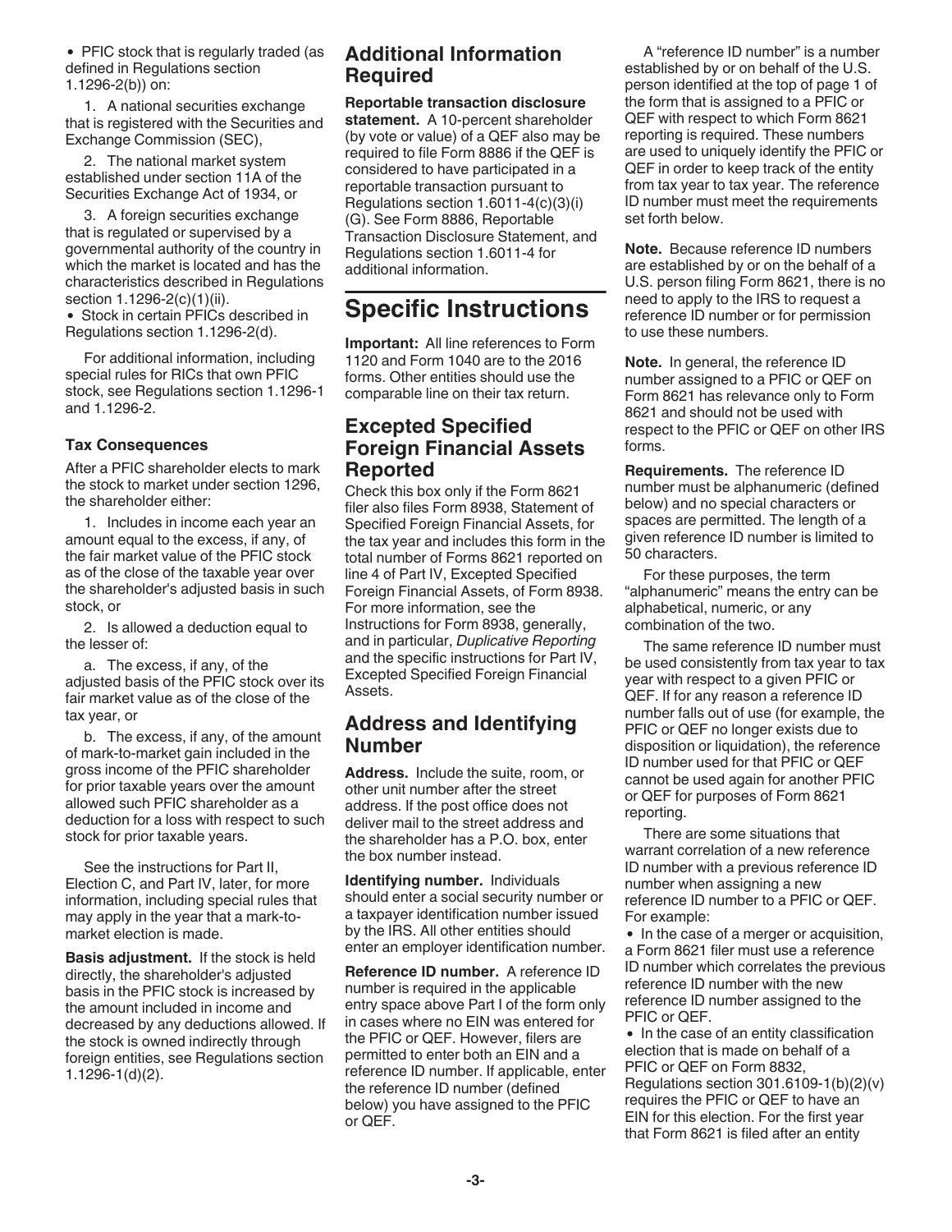- PFIC stock that is regularly traded (as defined in Regulations section 1.1296-2(b)) on:

1. A national securities exchange that is registered with the Securities and Exchange Commission (SEC),

2. The national market system established under section 11A of the Securities Exchange Act of 1934, or

3. A foreign securities exchange that is regulated or supervised by a governmental authority of the country in which the market is located and has the characteristics described in Regulations section 1.1296-2(c)(1)(ii).

- Stock in certain PFICs described in Regulations section 1.1296-2(d).

For additional information, including special rules for RICs that own PFIC stock, see Regulations section 1.1296-1 and 1.1296-2.

### Tax Consequences

After a PFIC shareholder elects to mark the stock to market under section 1296, the shareholder either:

1. Includes in income each year an amount equal to the excess, if any, of the fair market value of the PFIC stock as of the close of the taxable year over the shareholder's adjusted basis in such stock, or

2. Is allowed a deduction equal to the lesser of:

a. The excess, if any, of the adjusted basis of the PFIC stock over its fair market value as of the close of the tax year, or

b. The excess, if any, of the amount of mark-to-market gain included in the gross income of the PFIC shareholder for prior taxable years over the amount allowed such PFIC shareholder as a deduction for a loss with respect to such stock for prior taxable years.

See the instructions for Part II, Election C, and Part IV, later, for more information, including special rules that may apply in the year that a mark-to-market election is made.

**Basis adjustment.** If the stock is held directly, the shareholder's adjusted basis in the PFIC stock is increased by the amount included in income and decreased by any deductions allowed. If the stock is owned indirectly through foreign entities, see Regulations section 1.1296-1(d)(2).

## Additional Information Required

**Reportable transaction disclosure statement.** A 10-percent shareholder (by vote or value) of a QEF also may be required to file Form 8886 if the QEF is considered to have participated in a reportable transaction pursuant to Regulations section 1.6011-4(c)(3)(i)(G). See Form 8886, Reportable Transaction Disclosure Statement, and Regulations section 1.6011-4 for additional information.

# Specific Instructions

**Important:** All line references to Form 1120 and Form 1040 are to the 2016 forms. Other entities should use the comparable line on their tax return.

## Excepted Specified Foreign Financial Assets Reported

Check this box only if the Form 8621 filer also files Form 8938, Statement of Specified Foreign Financial Assets, for the tax year and includes this form in the total number of Forms 8621 reported on line 4 of Part IV, Excepted Specified Foreign Financial Assets, of Form 8938. For more information, see the Instructions for Form 8938, generally, and in particular, *Duplicative Reporting* and the specific instructions for Part IV, Excepted Specified Foreign Financial Assets.

## Address and Identifying Number

**Address.** Include the suite, room, or other unit number after the street address. If the post office does not deliver mail to the street address and the shareholder has a P.O. box, enter the box number instead.

**Identifying number.** Individuals should enter a social security number or a taxpayer identification number issued by the IRS. All other entities should enter an employer identification number.

**Reference ID number.** A reference ID number is required in the applicable entry space above Part I of the form only in cases where no EIN was entered for the PFIC or QEF. However, filers are permitted to enter both an EIN and a reference ID number. If applicable, enter the reference ID number (defined below) you have assigned to the PFIC or QEF.

A "reference ID number" is a number established by or on behalf of the U.S. person identified at the top of page 1 of the form that is assigned to a PFIC or QEF with respect to which Form 8621 reporting is required. These numbers are used to uniquely identify the PFIC or QEF in order to keep track of the entity from tax year to tax year. The reference ID number must meet the requirements set forth below.

**Note.** Because reference ID numbers are established by or on the behalf of a U.S. person filing Form 8621, there is no need to apply to the IRS to request a reference ID number or for permission to use these numbers.

**Note.** In general, the reference ID number assigned to a PFIC or QEF on Form 8621 has relevance only to Form 8621 and should not be used with respect to the PFIC or QEF on other IRS forms.

**Requirements.** The reference ID number must be alphanumeric (defined below) and no special characters or spaces are permitted. The length of a given reference ID number is limited to 50 characters.

For these purposes, the term "alphanumeric" means the entry can be alphabetical, numeric, or any combination of the two.

The same reference ID number must be used consistently from tax year to tax year with respect to a given PFIC or QEF. If for any reason a reference ID number falls out of use (for example, the PFIC or QEF no longer exists due to disposition or liquidation), the reference ID number used for that PFIC or QEF cannot be used again for another PFIC or QEF for purposes of Form 8621 reporting.

There are some situations that warrant correlation of a new reference ID number with a previous reference ID number when assigning a new reference ID number to a PFIC or QEF. For example:

- In the case of a merger or acquisition, a Form 8621 filer must use a reference ID number which correlates the previous reference ID number with the new reference ID number assigned to the PFIC or QEF.
- In the case of an entity classification election that is made on behalf of a PFIC or QEF on Form 8832, Regulations section 301.6109-1(b)(2)(v) requires the PFIC or QEF to have an EIN for this election. For the first year that Form 8621 is filed after an entity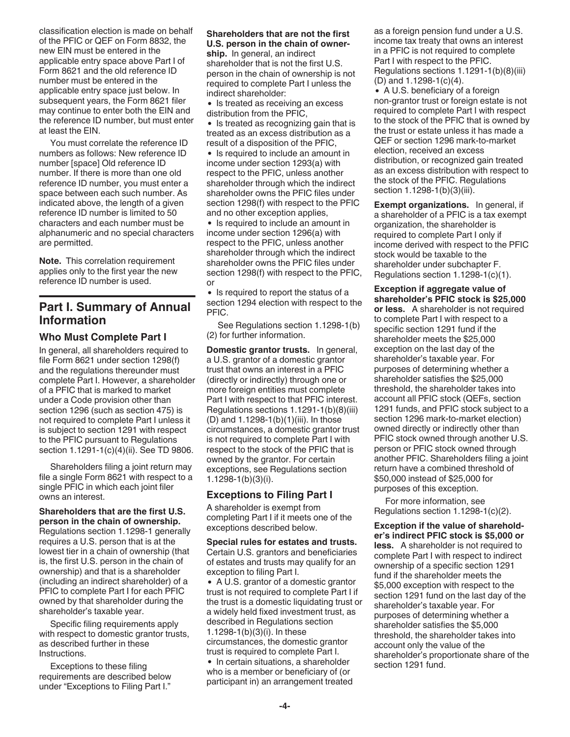classification election is made on behalf of the PFIC or QEF on Form 8832, the new EIN must be entered in the applicable entry space above Part I of Form 8621 and the old reference ID number must be entered in the applicable entry space just below. In subsequent years, the Form 8621 filer may continue to enter both the EIN and the reference ID number, but must enter at least the EIN.

You must correlate the reference ID numbers as follows: New reference ID number [space] Old reference ID number. If there is more than one old reference ID number, you must enter a space between each such number. As indicated above, the length of a given reference ID number is limited to 50 characters and each number must be alphanumeric and no special characters are permitted.

**Note.** This correlation requirement applies only to the first year the new reference ID number is used.

## Part I. Summary of Annual Information

### Who Must Complete Part I

In general, all shareholders required to file Form 8621 under section 1298(f) and the regulations thereunder must complete Part I. However, a shareholder of a PFIC that is marked to market under a Code provision other than section 1296 (such as section 475) is not required to complete Part I unless it is subject to section 1291 with respect to the PFIC pursuant to Regulations section 1.1291-1(c)(4)(ii). See TD 9806.

Shareholders filing a joint return may file a single Form 8621 with respect to a single PFIC in which each joint filer owns an interest.

**Shareholders that are the first U.S. person in the chain of ownership.** Regulations section 1.1298-1 generally requires a U.S. person that is at the lowest tier in a chain of ownership (that is, the first U.S. person in the chain of ownership) and that is a shareholder (including an indirect shareholder) of a PFIC to complete Part I for each PFIC owned by that shareholder during the shareholder's taxable year.

Specific filing requirements apply with respect to domestic grantor trusts, as described further in these Instructions.

Exceptions to these filing requirements are described below under "Exceptions to Filing Part I."

**Shareholders that are not the first U.S. person in the chain of ownership.** In general, an indirect shareholder that is not the first U.S. person in the chain of ownership is not required to complete Part I unless the indirect shareholder:

- Is treated as receiving an excess distribution from the PFIC,
- Is treated as recognizing gain that is treated as an excess distribution as a result of a disposition of the PFIC,
- Is required to include an amount in income under section 1293(a) with respect to the PFIC, unless another shareholder through which the indirect shareholder owns the PFIC files under section 1298(f) with respect to the PFIC and no other exception applies,
- Is required to include an amount in income under section 1296(a) with respect to the PFIC, unless another shareholder through which the indirect shareholder owns the PFIC files under section 1298(f) with respect to the PFIC, or
- Is required to report the status of a section 1294 election with respect to the PFIC.

See Regulations section 1.1298-1(b)(2) for further information.

**Domestic grantor trusts.** In general, a U.S. grantor of a domestic grantor trust that owns an interest in a PFIC (directly or indirectly) through one or more foreign entities must complete Part I with respect to that PFIC interest. Regulations sections 1.1291-1(b)(8)(iii)(D) and 1.1298-1(b)(1)(iii). In those circumstances, a domestic grantor trust is not required to complete Part I with respect to the stock of the PFIC that is owned by the grantor. For certain exceptions, see Regulations section 1.1298-1(b)(3)(i).

### Exceptions to Filing Part I

A shareholder is exempt from completing Part I if it meets one of the exceptions described below.

**Special rules for estates and trusts.** Certain U.S. grantors and beneficiaries of estates and trusts may qualify for an exception to filing Part I.

- A U.S. grantor of a domestic grantor trust is not required to complete Part I if the trust is a domestic liquidating trust or a widely held fixed investment trust, as described in Regulations section 1.1298-1(b)(3)(i). In these circumstances, the domestic grantor trust is required to complete Part I.
- In certain situations, a shareholder who is a member or beneficiary of (or participant in) an arrangement treated as a foreign pension fund under a U.S. income tax treaty that owns an interest in a PFIC is not required to complete Part I with respect to the PFIC. Regulations sections 1.1291-1(b)(8)(iii)(D) and 1.1298-1(c)(4).
- A U.S. beneficiary of a foreign non-grantor trust or foreign estate is not required to complete Part I with respect to the stock of the PFIC that is owned by the trust or estate unless it has made a QEF or section 1296 mark-to-market election, received an excess distribution, or recognized gain treated as an excess distribution with respect to the stock of the PFIC. Regulations section 1.1298-1(b)(3)(iii).

**Exempt organizations.** In general, if a shareholder of a PFIC is a tax exempt organization, the shareholder is required to complete Part I only if income derived with respect to the PFIC stock would be taxable to the shareholder under subchapter F. Regulations section 1.1298-1(c)(1).

**Exception if aggregate value of shareholder's PFIC stock is $25,000 or less.** A shareholder is not required to complete Part I with respect to a specific section 1291 fund if the shareholder meets the $25,000 exception on the last day of the shareholder's taxable year. For purposes of determining whether a shareholder satisfies the $25,000 threshold, the shareholder takes into account all PFIC stock (QEFs, section 1291 funds, and PFIC stock subject to a section 1296 mark-to-market election) owned directly or indirectly other than PFIC stock owned through another U.S. person or PFIC stock owned through another PFIC. Shareholders filing a joint return have a combined threshold of $50,000 instead of $25,000 for purposes of this exception.

For more information, see Regulations section 1.1298-1(c)(2).

**Exception if the value of shareholder's indirect PFIC stock is $5,000 or less.** A shareholder is not required to complete Part I with respect to indirect ownership of a specific section 1291 fund if the shareholder meets the $5,000 exception with respect to the section 1291 fund on the last day of the shareholder's taxable year. For purposes of determining whether a shareholder satisfies the $5,000 threshold, the shareholder takes into account only the value of the shareholder's proportionate share of the section 1291 fund.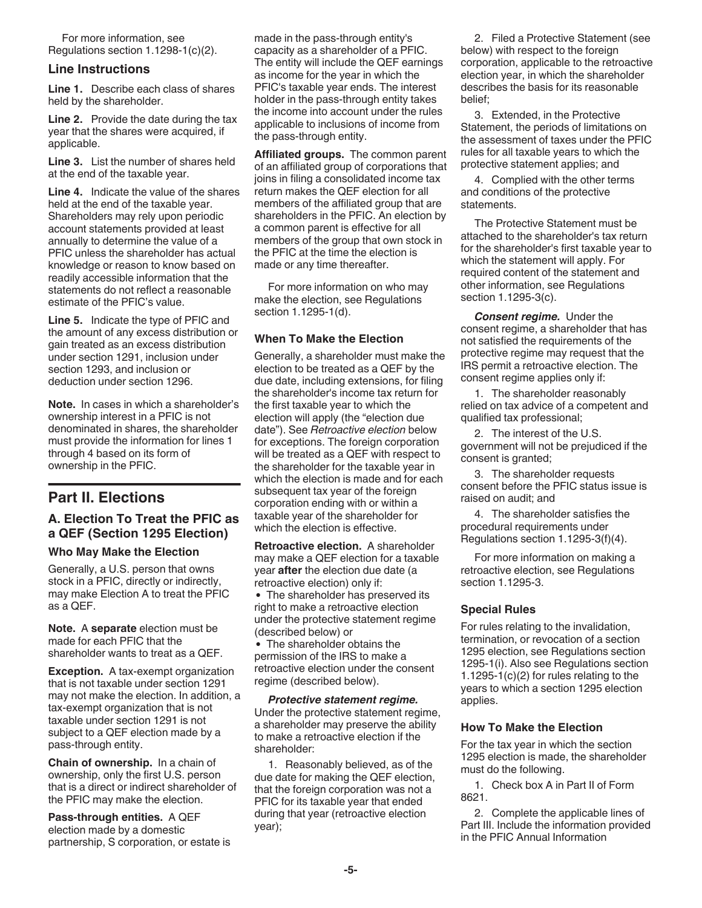For more information, see Regulations section 1.1298-1(c)(2).

### Line Instructions

**Line 1.** Describe each class of shares held by the shareholder.

**Line 2.** Provide the date during the tax year that the shares were acquired, if applicable.

**Line 3.** List the number of shares held at the end of the taxable year.

**Line 4.** Indicate the value of the shares held at the end of the taxable year. Shareholders may rely upon periodic account statements provided at least annually to determine the value of a PFIC unless the shareholder has actual knowledge or reason to know based on readily accessible information that the statements do not reflect a reasonable estimate of the PFIC's value.

**Line 5.** Indicate the type of PFIC and the amount of any excess distribution or gain treated as an excess distribution under section 1291, inclusion under section 1293, and inclusion or deduction under section 1296.

**Note.** In cases in which a shareholder's ownership interest in a PFIC is not denominated in shares, the shareholder must provide the information for lines 1 through 4 based on its form of ownership in the PFIC.

## Part II. Elections

### A. Election To Treat the PFIC as a QEF (Section 1295 Election)

#### Who May Make the Election

Generally, a U.S. person that owns stock in a PFIC, directly or indirectly, may make Election A to treat the PFIC as a QEF.

**Note.** A **separate** election must be made for each PFIC that the shareholder wants to treat as a QEF.

**Exception.** A tax-exempt organization that is not taxable under section 1291 may not make the election. In addition, a tax-exempt organization that is not taxable under section 1291 is not subject to a QEF election made by a pass-through entity.

**Chain of ownership.** In a chain of ownership, only the first U.S. person that is a direct or indirect shareholder of the PFIC may make the election.

**Pass-through entities.** A QEF election made by a domestic partnership, S corporation, or estate is made in the pass-through entity's capacity as a shareholder of a PFIC. The entity will include the QEF earnings as income for the year in which the PFIC's taxable year ends. The interest holder in the pass-through entity takes the income into account under the rules applicable to inclusions of income from the pass-through entity.

**Affiliated groups.** The common parent of an affiliated group of corporations that joins in filing a consolidated income tax return makes the QEF election for all members of the affiliated group that are shareholders in the PFIC. An election by a common parent is effective for all members of the group that own stock in the PFIC at the time the election is made or any time thereafter.

For more information on who may make the election, see Regulations section 1.1295-1(d).

#### When To Make the Election

Generally, a shareholder must make the election to be treated as a QEF by the due date, including extensions, for filing the shareholder's income tax return for the first taxable year to which the election will apply (the "election due date"). See *Retroactive election* below for exceptions. The foreign corporation will be treated as a QEF with respect to the shareholder for the taxable year in which the election is made and for each subsequent tax year of the foreign corporation ending with or within a taxable year of the shareholder for which the election is effective.

**Retroactive election.** A shareholder may make a QEF election for a taxable year **after** the election due date (a retroactive election) only if:

- The shareholder has preserved its right to make a retroactive election under the protective statement regime (described below) or
- The shareholder obtains the permission of the IRS to make a retroactive election under the consent regime (described below).

***Protective statement regime.*** Under the protective statement regime, a shareholder may preserve the ability to make a retroactive election if the shareholder:

1. Reasonably believed, as of the due date for making the QEF election, that the foreign corporation was not a PFIC for its taxable year that ended during that year (retroactive election year);
2. Filed a Protective Statement (see below) with respect to the foreign corporation, applicable to the retroactive election year, in which the shareholder describes the basis for its reasonable belief;
3. Extended, in the Protective Statement, the periods of limitations on the assessment of taxes under the PFIC rules for all taxable years to which the protective statement applies; and
4. Complied with the other terms and conditions of the protective statements.

The Protective Statement must be attached to the shareholder's tax return for the shareholder's first taxable year to which the statement will apply. For required content of the statement and other information, see Regulations section 1.1295-3(c).

***Consent regime.*** Under the consent regime, a shareholder that has not satisfied the requirements of the protective regime may request that the IRS permit a retroactive election. The consent regime applies only if:

1. The shareholder reasonably relied on tax advice of a competent and qualified tax professional;
2. The interest of the U.S. government will not be prejudiced if the consent is granted;
3. The shareholder requests consent before the PFIC status issue is raised on audit; and
4. The shareholder satisfies the procedural requirements under Regulations section 1.1295-3(f)(4).

For more information on making a retroactive election, see Regulations section 1.1295-3.

#### Special Rules

For rules relating to the invalidation, termination, or revocation of a section 1295 election, see Regulations section 1295-1(i). Also see Regulations section 1.1295-1(c)(2) for rules relating to the years to which a section 1295 election applies.

#### How To Make the Election

For the tax year in which the section 1295 election is made, the shareholder must do the following.

1. Check box A in Part II of Form 8621.
2. Complete the applicable lines of Part III. Include the information provided in the PFIC Annual Information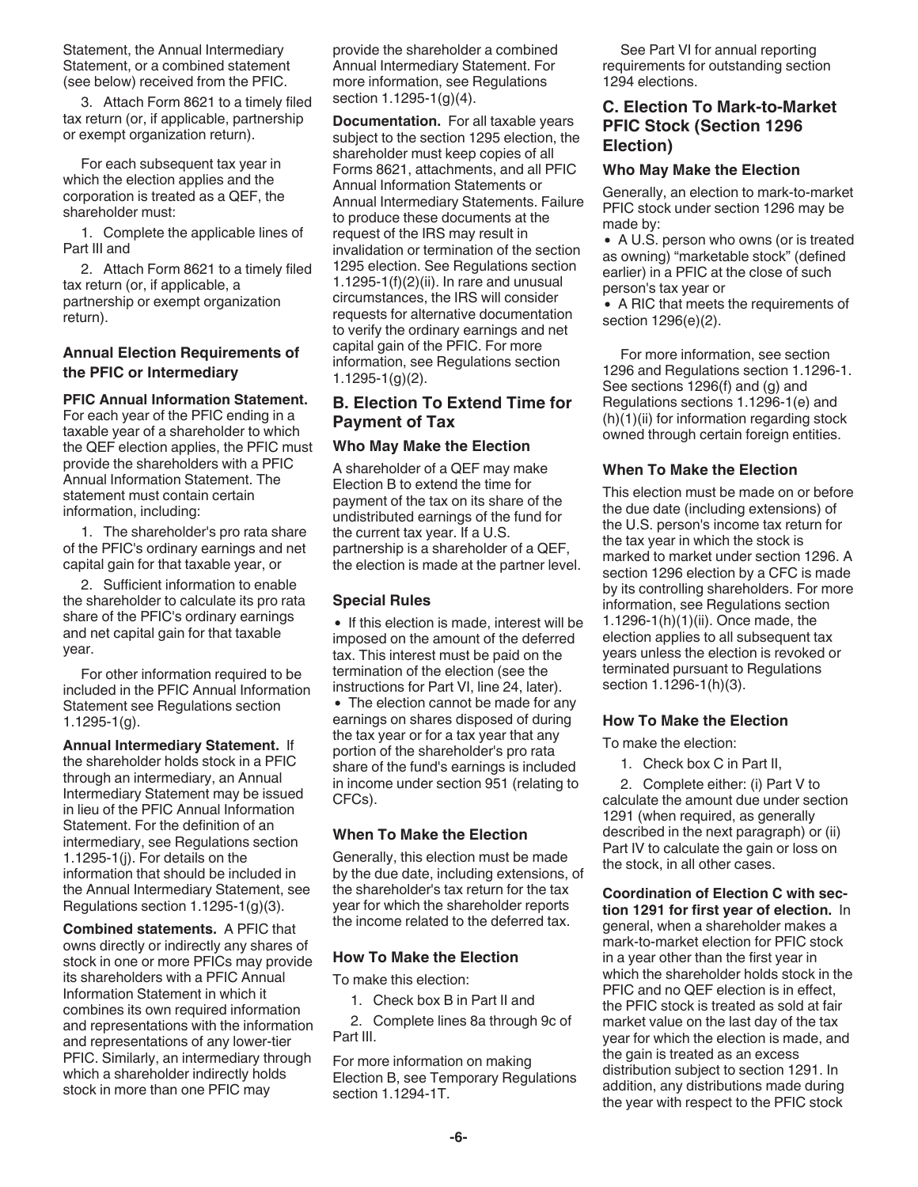Statement, the Annual Intermediary Statement, or a combined statement (see below) received from the PFIC.

3. Attach Form 8621 to a timely filed tax return (or, if applicable, partnership or exempt organization return).

For each subsequent tax year in which the election applies and the corporation is treated as a QEF, the shareholder must:

1. Complete the applicable lines of Part III and

2. Attach Form 8621 to a timely filed tax return (or, if applicable, a partnership or exempt organization return).

### Annual Election Requirements of the PFIC or Intermediary

**PFIC Annual Information Statement.** For each year of the PFIC ending in a taxable year of a shareholder to which the QEF election applies, the PFIC must provide the shareholders with a PFIC Annual Information Statement. The statement must contain certain information, including:

1. The shareholder's pro rata share of the PFIC's ordinary earnings and net capital gain for that taxable year, or

2. Sufficient information to enable the shareholder to calculate its pro rata share of the PFIC's ordinary earnings and net capital gain for that taxable year.

For other information required to be included in the PFIC Annual Information Statement see Regulations section 1.1295-1(g).

**Annual Intermediary Statement.** If the shareholder holds stock in a PFIC through an intermediary, an Annual Intermediary Statement may be issued in lieu of the PFIC Annual Information Statement. For the definition of an intermediary, see Regulations section 1.1295-1(j). For details on the information that should be included in the Annual Intermediary Statement, see Regulations section 1.1295-1(g)(3).

**Combined statements.** A PFIC that owns directly or indirectly any shares of stock in one or more PFICs may provide its shareholders with a PFIC Annual Information Statement in which it combines its own required information and representations with the information and representations of any lower-tier PFIC. Similarly, an intermediary through which a shareholder indirectly holds stock in more than one PFIC may provide the shareholder a combined Annual Intermediary Statement. For more information, see Regulations section 1.1295-1(g)(4).

**Documentation.** For all taxable years subject to the section 1295 election, the shareholder must keep copies of all Forms 8621, attachments, and all PFIC Annual Information Statements or Annual Intermediary Statements. Failure to produce these documents at the request of the IRS may result in invalidation or termination of the section 1295 election. See Regulations section 1.1295-1(f)(2)(ii). In rare and unusual circumstances, the IRS will consider requests for alternative documentation to verify the ordinary earnings and net capital gain of the PFIC. For more information, see Regulations section 1.1295-1(g)(2).

## B. Election To Extend Time for Payment of Tax

### Who May Make the Election

A shareholder of a QEF may make Election B to extend the time for payment of the tax on its share of the undistributed earnings of the fund for the current tax year. If a U.S. partnership is a shareholder of a QEF, the election is made at the partner level.

### Special Rules

- If this election is made, interest will be imposed on the amount of the deferred tax. This interest must be paid on the termination of the election (see the instructions for Part VI, line 24, later).
- The election cannot be made for any earnings on shares disposed of during the tax year or for a tax year that any portion of the shareholder's pro rata share of the fund's earnings is included in income under section 951 (relating to CFCs).

### When To Make the Election

Generally, this election must be made by the due date, including extensions, of the shareholder's tax return for the tax year for which the shareholder reports the income related to the deferred tax.

### How To Make the Election

To make this election:

1. Check box B in Part II and

2. Complete lines 8a through 9c of Part III.

For more information on making Election B, see Temporary Regulations section 1.1294-1T.

See Part VI for annual reporting requirements for outstanding section 1294 elections.

## C. Election To Mark-to-Market PFIC Stock (Section 1296 Election)

### Who May Make the Election

Generally, an election to mark-to-market PFIC stock under section 1296 may be made by:

- A U.S. person who owns (or is treated as owning) "marketable stock" (defined earlier) in a PFIC at the close of such person's tax year or
- A RIC that meets the requirements of section 1296(e)(2).

For more information, see section 1296 and Regulations section 1.1296-1. See sections 1296(f) and (g) and Regulations sections 1.1296-1(e) and (h)(1)(ii) for information regarding stock owned through certain foreign entities.

### When To Make the Election

This election must be made on or before the due date (including extensions) of the U.S. person's income tax return for the tax year in which the stock is marked to market under section 1296. A section 1296 election by a CFC is made by its controlling shareholders. For more information, see Regulations section 1.1296-1(h)(1)(ii). Once made, the election applies to all subsequent tax years unless the election is revoked or terminated pursuant to Regulations section 1.1296-1(h)(3).

### How To Make the Election

To make the election:

1. Check box C in Part II,

2. Complete either: (i) Part V to calculate the amount due under section 1291 (when required, as generally described in the next paragraph) or (ii) Part IV to calculate the gain or loss on the stock, in all other cases.

**Coordination of Election C with section 1291 for first year of election.** In general, when a shareholder makes a mark-to-market election for PFIC stock in a year other than the first year in which the shareholder holds stock in the PFIC and no QEF election is in effect, the PFIC stock is treated as sold at fair market value on the last day of the tax year for which the election is made, and the gain is treated as an excess distribution subject to section 1291. In addition, any distributions made during the year with respect to the PFIC stock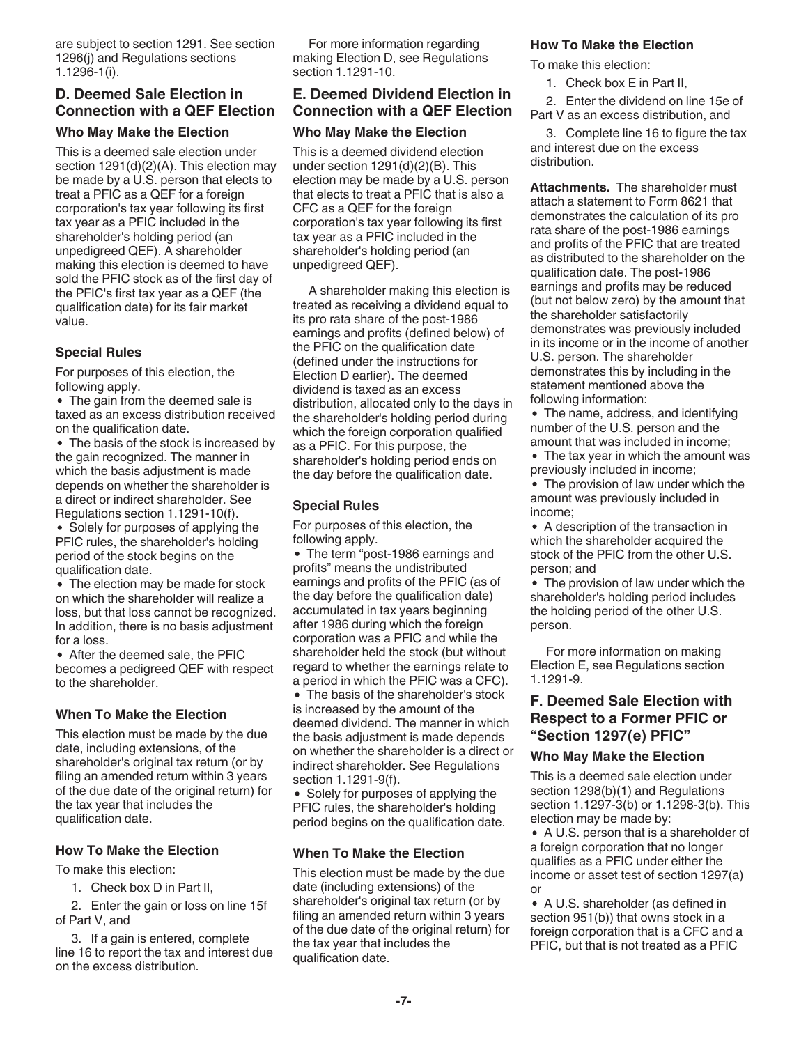are subject to section 1291. See section 1296(j) and Regulations sections 1.1296-1(i).

## D. Deemed Sale Election in Connection with a QEF Election

### Who May Make the Election

This is a deemed sale election under section 1291(d)(2)(A). This election may be made by a U.S. person that elects to treat a PFIC as a QEF for a foreign corporation's tax year following its first tax year as a PFIC included in the shareholder's holding period (an unpedigreed QEF). A shareholder making this election is deemed to have sold the PFIC stock as of the first day of the PFIC's first tax year as a QEF (the qualification date) for its fair market value.

### Special Rules

For purposes of this election, the following apply.

- The gain from the deemed sale is taxed as an excess distribution received on the qualification date.
- The basis of the stock is increased by the gain recognized. The manner in which the basis adjustment is made depends on whether the shareholder is a direct or indirect shareholder. See Regulations section 1.1291-10(f).
- Solely for purposes of applying the PFIC rules, the shareholder's holding period of the stock begins on the qualification date.
- The election may be made for stock on which the shareholder will realize a loss, but that loss cannot be recognized. In addition, there is no basis adjustment for a loss.
- After the deemed sale, the PFIC becomes a pedigreed QEF with respect to the shareholder.

### When To Make the Election

This election must be made by the due date, including extensions, of the shareholder's original tax return (or by filing an amended return within 3 years of the due date of the original return) for the tax year that includes the qualification date.

### How To Make the Election

To make this election:

1. Check box D in Part II,
2. Enter the gain or loss on line 15f of Part V, and
3. If a gain is entered, complete line 16 to report the tax and interest due on the excess distribution.

For more information regarding making Election D, see Regulations section 1.1291-10.

## E. Deemed Dividend Election in Connection with a QEF Election

### Who May Make the Election

This is a deemed dividend election under section 1291(d)(2)(B). This election may be made by a U.S. person that elects to treat a PFIC that is also a CFC as a QEF for the foreign corporation's tax year following its first tax year as a PFIC included in the shareholder's holding period (an unpedigreed QEF).

A shareholder making this election is treated as receiving a dividend equal to its pro rata share of the post-1986 earnings and profits (defined below) of the PFIC on the qualification date (defined under the instructions for Election D earlier). The deemed dividend is taxed as an excess distribution, allocated only to the days in the shareholder's holding period during which the foreign corporation qualified as a PFIC. For this purpose, the shareholder's holding period ends on the day before the qualification date.

### Special Rules

For purposes of this election, the following apply.

- The term "post-1986 earnings and profits" means the undistributed earnings and profits of the PFIC (as of the day before the qualification date) accumulated in tax years beginning after 1986 during which the foreign corporation was a PFIC and while the shareholder held the stock (but without regard to whether the earnings relate to a period in which the PFIC was a CFC).
- The basis of the shareholder's stock is increased by the amount of the deemed dividend. The manner in which the basis adjustment is made depends on whether the shareholder is a direct or indirect shareholder. See Regulations section 1.1291-9(f).
- Solely for purposes of applying the PFIC rules, the shareholder's holding period begins on the qualification date.

### When To Make the Election

This election must be made by the due date (including extensions) of the shareholder's original tax return (or by filing an amended return within 3 years of the due date of the original return) for the tax year that includes the qualification date.

### How To Make the Election

To make this election:

1. Check box E in Part II,
2. Enter the dividend on line 15e of Part V as an excess distribution, and
3. Complete line 16 to figure the tax and interest due on the excess distribution.

**Attachments.** The shareholder must attach a statement to Form 8621 that demonstrates the calculation of its pro rata share of the post-1986 earnings and profits of the PFIC that are treated as distributed to the shareholder on the qualification date. The post-1986 earnings and profits may be reduced (but not below zero) by the amount that the shareholder satisfactorily demonstrates was previously included in its income or in the income of another U.S. person. The shareholder demonstrates this by including in the statement mentioned above the following information:

- The name, address, and identifying number of the U.S. person and the amount that was included in income;
- The tax year in which the amount was previously included in income;
- The provision of law under which the amount was previously included in income;
- A description of the transaction in which the shareholder acquired the stock of the PFIC from the other U.S. person; and
- The provision of law under which the shareholder's holding period includes the holding period of the other U.S. person.

For more information on making Election E, see Regulations section 1.1291-9.

## F. Deemed Sale Election with Respect to a Former PFIC or "Section 1297(e) PFIC"

### Who May Make the Election

This is a deemed sale election under section 1298(b)(1) and Regulations section 1.1297-3(b) or 1.1298-3(b). This election may be made by:

- A U.S. person that is a shareholder of a foreign corporation that no longer qualifies as a PFIC under either the income or asset test of section 1297(a) or
- A U.S. shareholder (as defined in section 951(b)) that owns stock in a foreign corporation that is a CFC and a PFIC, but that is not treated as a PFIC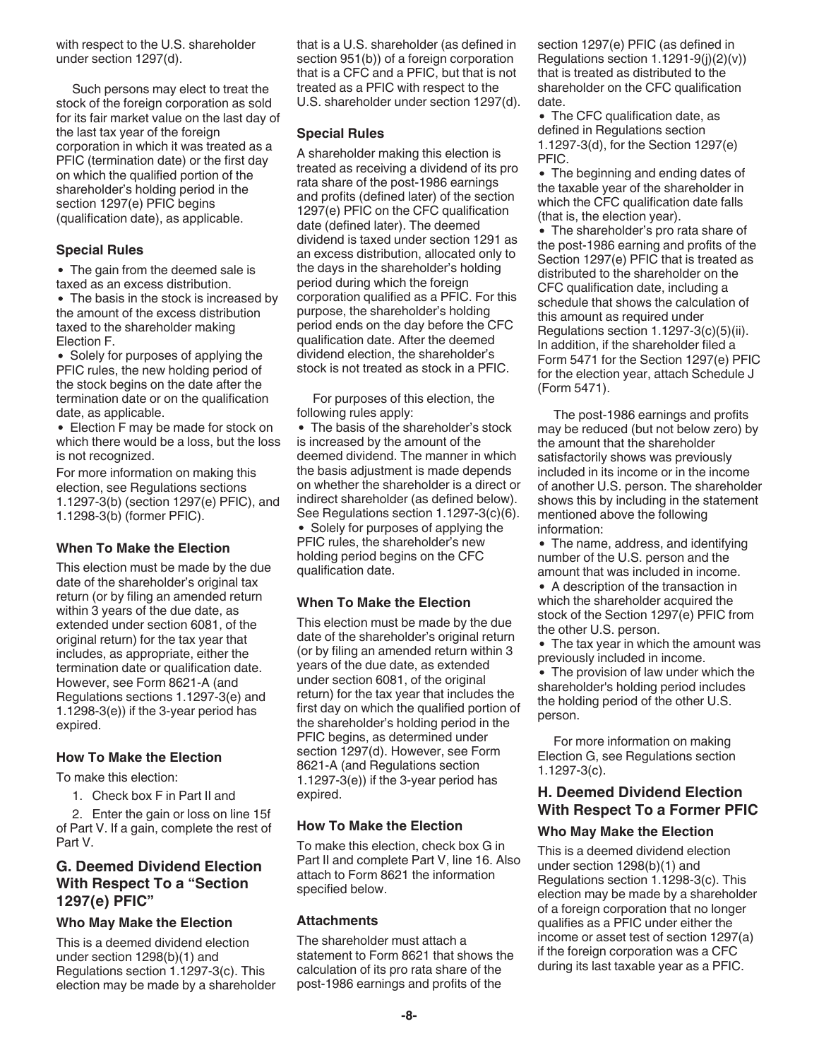with respect to the U.S. shareholder under section 1297(d).

Such persons may elect to treat the stock of the foreign corporation as sold for its fair market value on the last day of the last tax year of the foreign corporation in which it was treated as a PFIC (termination date) or the first day on which the qualified portion of the shareholder's holding period in the section 1297(e) PFIC begins (qualification date), as applicable.

#### Special Rules

- The gain from the deemed sale is taxed as an excess distribution.
- The basis in the stock is increased by the amount of the excess distribution taxed to the shareholder making Election F.
- Solely for purposes of applying the PFIC rules, the new holding period of the stock begins on the date after the termination date or on the qualification date, as applicable.
- Election F may be made for stock on which there would be a loss, but the loss is not recognized.

For more information on making this election, see Regulations sections 1.1297-3(b) (section 1297(e) PFIC), and 1.1298-3(b) (former PFIC).

#### When To Make the Election

This election must be made by the due date of the shareholder's original tax return (or by filing an amended return within 3 years of the due date, as extended under section 6081, of the original return) for the tax year that includes, as appropriate, either the termination date or qualification date. However, see Form 8621-A (and Regulations sections 1.1297-3(e) and 1.1298-3(e)) if the 3-year period has expired.

#### How To Make the Election

To make this election:

1. Check box F in Part II and
2. Enter the gain or loss on line 15f of Part V. If a gain, complete the rest of Part V.

### G. Deemed Dividend Election With Respect To a "Section 1297(e) PFIC"

#### Who May Make the Election

This is a deemed dividend election under section 1298(b)(1) and Regulations section 1.1297-3(c). This election may be made by a shareholder that is a U.S. shareholder (as defined in section 951(b)) of a foreign corporation that is a CFC and a PFIC, but that is not treated as a PFIC with respect to the U.S. shareholder under section 1297(d).

#### Special Rules

A shareholder making this election is treated as receiving a dividend of its pro rata share of the post-1986 earnings and profits (defined later) of the section 1297(e) PFIC on the CFC qualification date (defined later). The deemed dividend is taxed under section 1291 as an excess distribution, allocated only to the days in the shareholder's holding period during which the foreign corporation qualified as a PFIC. For this purpose, the shareholder's holding period ends on the day before the CFC qualification date. After the deemed dividend election, the shareholder's stock is not treated as stock in a PFIC.

For purposes of this election, the following rules apply:

- The basis of the shareholder's stock is increased by the amount of the deemed dividend. The manner in which the basis adjustment is made depends on whether the shareholder is a direct or indirect shareholder (as defined below). See Regulations section 1.1297-3(c)(6).
- Solely for purposes of applying the PFIC rules, the shareholder's new holding period begins on the CFC qualification date.

#### When To Make the Election

This election must be made by the due date of the shareholder's original return (or by filing an amended return within 3 years of the due date, as extended under section 6081, of the original return) for the tax year that includes the first day on which the qualified portion of the shareholder's holding period in the PFIC begins, as determined under section 1297(d). However, see Form 8621-A (and Regulations section 1.1297-3(e)) if the 3-year period has expired.

#### How To Make the Election

To make this election, check box G in Part II and complete Part V, line 16. Also attach to Form 8621 the information specified below.

#### Attachments

The shareholder must attach a statement to Form 8621 that shows the calculation of its pro rata share of the post-1986 earnings and profits of the section 1297(e) PFIC (as defined in Regulations section 1.1291-9(j)(2)(v)) that is treated as distributed to the shareholder on the CFC qualification date.

- The CFC qualification date, as defined in Regulations section 1.1297-3(d), for the Section 1297(e) PFIC.
- The beginning and ending dates of the taxable year of the shareholder in which the CFC qualification date falls (that is, the election year).
- The shareholder's pro rata share of the post-1986 earning and profits of the Section 1297(e) PFIC that is treated as distributed to the shareholder on the CFC qualification date, including a schedule that shows the calculation of this amount as required under Regulations section 1.1297-3(c)(5)(ii). In addition, if the shareholder filed a Form 5471 for the Section 1297(e) PFIC for the election year, attach Schedule J (Form 5471).

The post-1986 earnings and profits may be reduced (but not below zero) by the amount that the shareholder satisfactorily shows was previously included in its income or in the income of another U.S. person. The shareholder shows this by including in the statement mentioned above the following information:

- The name, address, and identifying number of the U.S. person and the amount that was included in income.
- A description of the transaction in which the shareholder acquired the stock of the Section 1297(e) PFIC from the other U.S. person.
- The tax year in which the amount was previously included in income.
- The provision of law under which the shareholder's holding period includes the holding period of the other U.S. person.

For more information on making Election G, see Regulations section 1.1297-3(c).

### H. Deemed Dividend Election With Respect To a Former PFIC

#### Who May Make the Election

This is a deemed dividend election under section 1298(b)(1) and Regulations section 1.1298-3(c). This election may be made by a shareholder of a foreign corporation that no longer qualifies as a PFIC under either the income or asset test of section 1297(a) if the foreign corporation was a CFC during its last taxable year as a PFIC.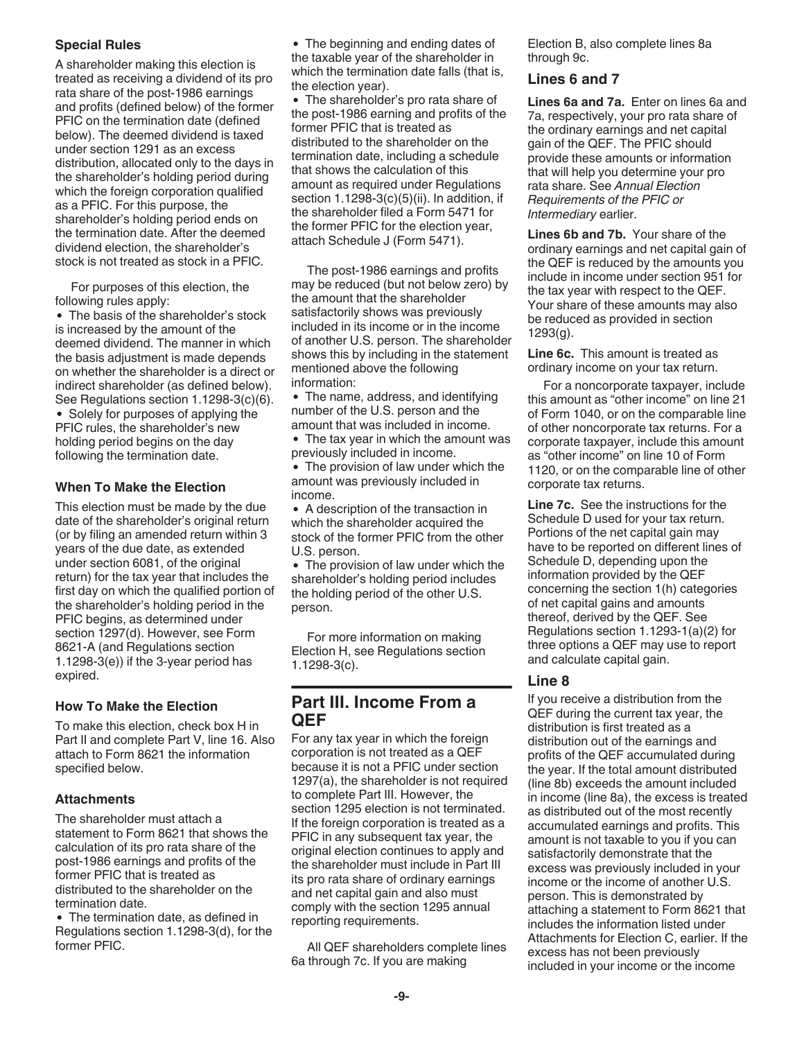#### Special Rules

A shareholder making this election is treated as receiving a dividend of its pro rata share of the post-1986 earnings and profits (defined below) of the former PFIC on the termination date (defined below). The deemed dividend is taxed under section 1291 as an excess distribution, allocated only to the days in the shareholder's holding period during which the foreign corporation qualified as a PFIC. For this purpose, the shareholder's holding period ends on the termination date. After the deemed dividend election, the shareholder's stock is not treated as stock in a PFIC.

For purposes of this election, the following rules apply:

- The basis of the shareholder's stock is increased by the amount of the deemed dividend. The manner in which the basis adjustment is made depends on whether the shareholder is a direct or indirect shareholder (as defined below). See Regulations section 1.1298-3(c)(6).
- Solely for purposes of applying the PFIC rules, the shareholder's new holding period begins on the day following the termination date.

#### When To Make the Election

This election must be made by the due date of the shareholder's original return (or by filing an amended return within 3 years of the due date, as extended under section 6081, of the original return) for the tax year that includes the first day on which the qualified portion of the shareholder's holding period in the PFIC begins, as determined under section 1297(d). However, see Form 8621-A (and Regulations section 1.1298-3(e)) if the 3-year period has expired.

#### How To Make the Election

To make this election, check box H in Part II and complete Part V, line 16. Also attach to Form 8621 the information specified below.

#### Attachments

The shareholder must attach a statement to Form 8621 that shows the calculation of its pro rata share of the post-1986 earnings and profits of the former PFIC that is treated as distributed to the shareholder on the termination date.

- The termination date, as defined in Regulations section 1.1298-3(d), for the former PFIC.
- The beginning and ending dates of the taxable year of the shareholder in which the termination date falls (that is, the election year).
- The shareholder's pro rata share of the post-1986 earning and profits of the former PFIC that is treated as distributed to the shareholder on the termination date, including a schedule that shows the calculation of this amount as required under Regulations section 1.1298-3(c)(5)(ii). In addition, if the shareholder filed a Form 5471 for the former PFIC for the election year, attach Schedule J (Form 5471).

The post-1986 earnings and profits may be reduced (but not below zero) by the amount that the shareholder satisfactorily shows was previously included in its income or in the income of another U.S. person. The shareholder shows this by including in the statement mentioned above the following information:

- The name, address, and identifying number of the U.S. person and the amount that was included in income.
- The tax year in which the amount was previously included in income.
- The provision of law under which the amount was previously included in income.
- A description of the transaction in which the shareholder acquired the stock of the former PFIC from the other U.S. person.
- The provision of law under which the shareholder's holding period includes the holding period of the other U.S. person.

For more information on making Election H, see Regulations section 1.1298-3(c).

## Part III. Income From a QEF

For any tax year in which the foreign corporation is not treated as a QEF because it is not a PFIC under section 1297(a), the shareholder is not required to complete Part III. However, the section 1295 election is not terminated. If the foreign corporation is treated as a PFIC in any subsequent tax year, the original election continues to apply and the shareholder must include in Part III its pro rata share of ordinary earnings and net capital gain and also must comply with the section 1295 annual reporting requirements.

All QEF shareholders complete lines 6a through 7c. If you are making Election B, also complete lines 8a through 9c.

### Lines 6 and 7

**Lines 6a and 7a.** Enter on lines 6a and 7a, respectively, your pro rata share of the ordinary earnings and net capital gain of the QEF. The PFIC should provide these amounts or information that will help you determine your pro rata share. See *Annual Election Requirements of the PFIC or Intermediary* earlier.

**Lines 6b and 7b.** Your share of the ordinary earnings and net capital gain of the QEF is reduced by the amounts you include in income under section 951 for the tax year with respect to the QEF. Your share of these amounts may also be reduced as provided in section 1293(g).

**Line 6c.** This amount is treated as ordinary income on your tax return.

For a noncorporate taxpayer, include this amount as "other income" on line 21 of Form 1040, or on the comparable line of other noncorporate tax returns. For a corporate taxpayer, include this amount as "other income" on line 10 of Form 1120, or on the comparable line of other corporate tax returns.

**Line 7c.** See the instructions for the Schedule D used for your tax return. Portions of the net capital gain may have to be reported on different lines of Schedule D, depending upon the information provided by the QEF concerning the section 1(h) categories of net capital gains and amounts thereof, derived by the QEF. See Regulations section 1.1293-1(a)(2) for three options a QEF may use to report and calculate capital gain.

### Line 8

If you receive a distribution from the QEF during the current tax year, the distribution is first treated as a distribution out of the earnings and profits of the QEF accumulated during the year. If the total amount distributed (line 8b) exceeds the amount included in income (line 8a), the excess is treated as distributed out of the most recently accumulated earnings and profits. This amount is not taxable to you if you can satisfactorily demonstrate that the excess was previously included in your income or the income of another U.S. person. This is demonstrated by attaching a statement to Form 8621 that includes the information listed under Attachments for Election C, earlier. If the excess has not been previously included in your income or the income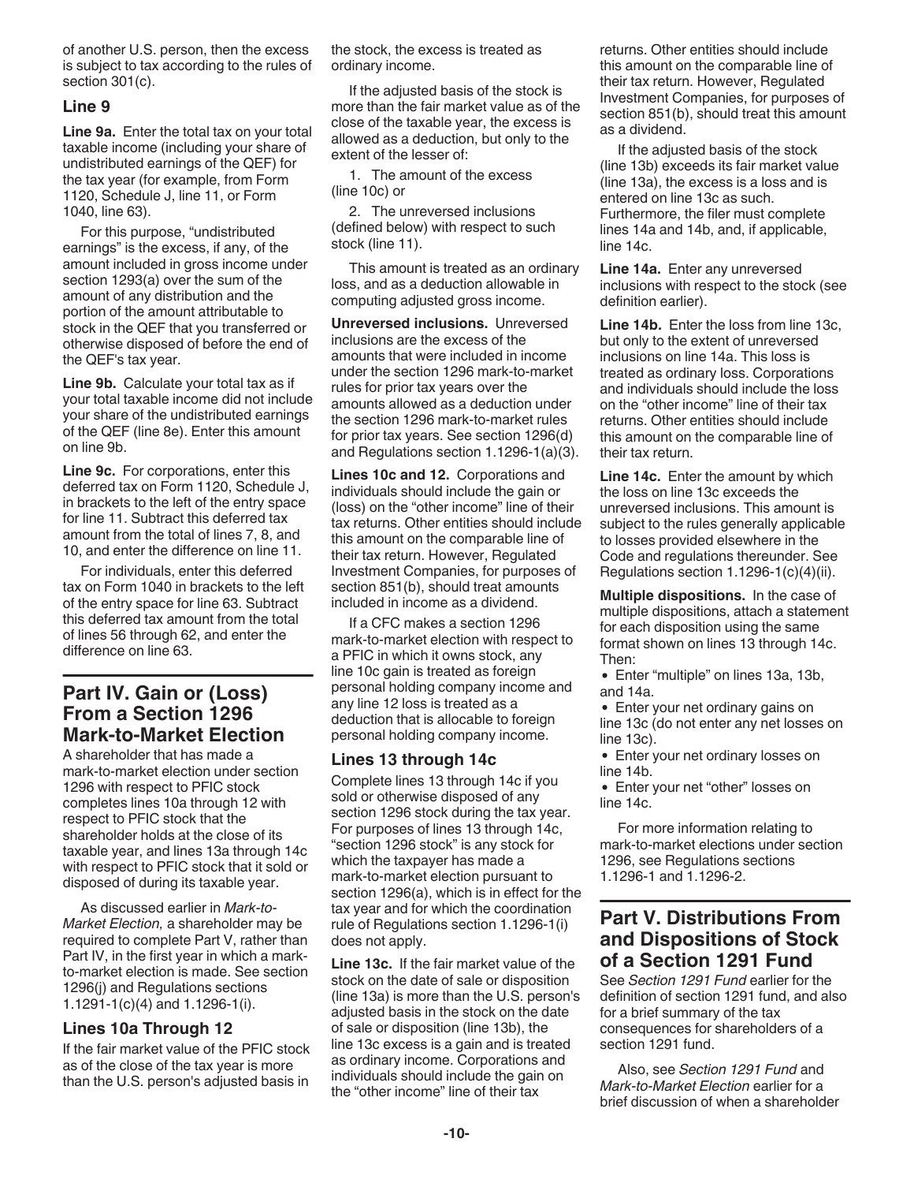of another U.S. person, then the excess is subject to tax according to the rules of section 301(c).

### Line 9

**Line 9a.** Enter the total tax on your total taxable income (including your share of undistributed earnings of the QEF) for the tax year (for example, from Form 1120, Schedule J, line 11, or Form 1040, line 63).

For this purpose, "undistributed earnings" is the excess, if any, of the amount included in gross income under section 1293(a) over the sum of the amount of any distribution and the portion of the amount attributable to stock in the QEF that you transferred or otherwise disposed of before the end of the QEF's tax year.

**Line 9b.** Calculate your total tax as if your total taxable income did not include your share of the undistributed earnings of the QEF (line 8e). Enter this amount on line 9b.

**Line 9c.** For corporations, enter this deferred tax on Form 1120, Schedule J, in brackets to the left of the entry space for line 11. Subtract this deferred tax amount from the total of lines 7, 8, and 10, and enter the difference on line 11.

For individuals, enter this deferred tax on Form 1040 in brackets to the left of the entry space for line 63. Subtract this deferred tax amount from the total of lines 56 through 62, and enter the difference on line 63.

## Part IV. Gain or (Loss) From a Section 1296 Mark-to-Market Election

A shareholder that has made a mark-to-market election under section 1296 with respect to PFIC stock completes lines 10a through 12 with respect to PFIC stock that the shareholder holds at the close of its taxable year, and lines 13a through 14c with respect to PFIC stock that it sold or disposed of during its taxable year.

As discussed earlier in *Mark-to-Market Election,* a shareholder may be required to complete Part V, rather than Part IV, in the first year in which a mark-to-market election is made. See section 1296(j) and Regulations sections 1.1291-1(c)(4) and 1.1296-1(i).

### Lines 10a Through 12

If the fair market value of the PFIC stock as of the close of the tax year is more than the U.S. person's adjusted basis in the stock, the excess is treated as ordinary income.

If the adjusted basis of the stock is more than the fair market value as of the close of the taxable year, the excess is allowed as a deduction, but only to the extent of the lesser of:

1. The amount of the excess (line 10c) or
2. The unreversed inclusions (defined below) with respect to such stock (line 11).

This amount is treated as an ordinary loss, and as a deduction allowable in computing adjusted gross income.

**Unreversed inclusions.** Unreversed inclusions are the excess of the amounts that were included in income under the section 1296 mark-to-market rules for prior tax years over the amounts allowed as a deduction under the section 1296 mark-to-market rules for prior tax years. See section 1296(d) and Regulations section 1.1296-1(a)(3).

**Lines 10c and 12.** Corporations and individuals should include the gain or (loss) on the "other income" line of their tax returns. Other entities should include this amount on the comparable line of their tax return. However, Regulated Investment Companies, for purposes of section 851(b), should treat amounts included in income as a dividend.

If a CFC makes a section 1296 mark-to-market election with respect to a PFIC in which it owns stock, any line 10c gain is treated as foreign personal holding company income and any line 12 loss is treated as a deduction that is allocable to foreign personal holding company income.

### Lines 13 through 14c

Complete lines 13 through 14c if you sold or otherwise disposed of any section 1296 stock during the tax year. For purposes of lines 13 through 14c, "section 1296 stock" is any stock for which the taxpayer has made a mark-to-market election pursuant to section 1296(a), which is in effect for the tax year and for which the coordination rule of Regulations section 1.1296-1(i) does not apply.

**Line 13c.** If the fair market value of the stock on the date of sale or disposition (line 13a) is more than the U.S. person's adjusted basis in the stock on the date of sale or disposition (line 13b), the line 13c excess is a gain and is treated as ordinary income. Corporations and individuals should include the gain on the "other income" line of their tax returns. Other entities should include this amount on the comparable line of their tax return. However, Regulated Investment Companies, for purposes of section 851(b), should treat this amount as a dividend.

If the adjusted basis of the stock (line 13b) exceeds its fair market value (line 13a), the excess is a loss and is entered on line 13c as such. Furthermore, the filer must complete lines 14a and 14b, and, if applicable, line 14c.

**Line 14a.** Enter any unreversed inclusions with respect to the stock (see definition earlier).

**Line 14b.** Enter the loss from line 13c, but only to the extent of unreversed inclusions on line 14a. This loss is treated as ordinary loss. Corporations and individuals should include the loss on the "other income" line of their tax returns. Other entities should include this amount on the comparable line of their tax return.

**Line 14c.** Enter the amount by which the loss on line 13c exceeds the unreversed inclusions. This amount is subject to the rules generally applicable to losses provided elsewhere in the Code and regulations thereunder. See Regulations section 1.1296-1(c)(4)(ii).

**Multiple dispositions.** In the case of multiple dispositions, attach a statement for each disposition using the same format shown on lines 13 through 14c. Then:

- Enter "multiple" on lines 13a, 13b, and 14a.
- Enter your net ordinary gains on line 13c (do not enter any net losses on line 13c).
- Enter your net ordinary losses on line 14b.
- Enter your net "other" losses on line 14c.

For more information relating to mark-to-market elections under section 1296, see Regulations sections 1.1296-1 and 1.1296-2.

## Part V. Distributions From and Dispositions of Stock of a Section 1291 Fund

See *Section 1291 Fund* earlier for the definition of section 1291 fund, and also for a brief summary of the tax consequences for shareholders of a section 1291 fund.

Also, see *Section 1291 Fund* and *Mark-to-Market Election* earlier for a brief discussion of when a shareholder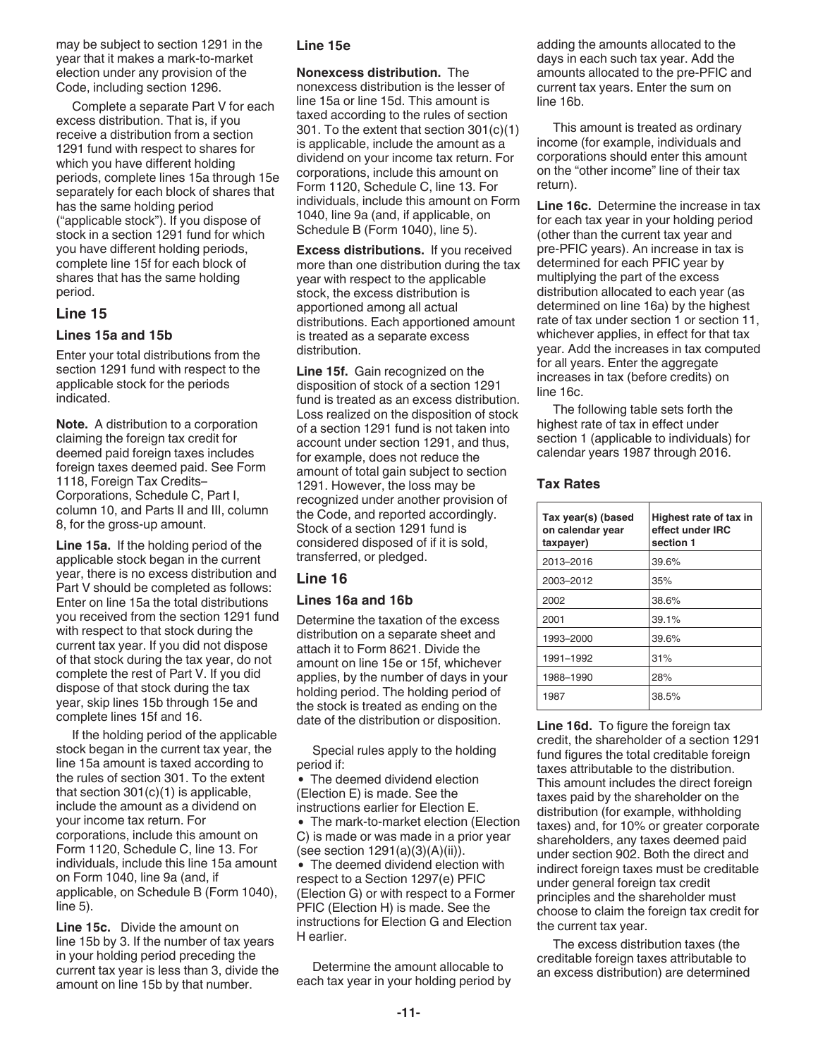may be subject to section 1291 in the year that it makes a mark-to-market election under any provision of the Code, including section 1296.

Complete a separate Part V for each excess distribution. That is, if you receive a distribution from a section 1291 fund with respect to shares for which you have different holding periods, complete lines 15a through 15e separately for each block of shares that has the same holding period ("applicable stock"). If you dispose of stock in a section 1291 fund for which you have different holding periods, complete line 15f for each block of shares that has the same holding period.

## Line 15

### Lines 15a and 15b

Enter your total distributions from the section 1291 fund with respect to the applicable stock for the periods indicated.

**Note.** A distribution to a corporation claiming the foreign tax credit for deemed paid foreign taxes includes foreign taxes deemed paid. See Form 1118, Foreign Tax Credits–Corporations, Schedule C, Part I, column 10, and Parts II and III, column 8, for the gross-up amount.

**Line 15a.** If the holding period of the applicable stock began in the current year, there is no excess distribution and Part V should be completed as follows: Enter on line 15a the total distributions you received from the section 1291 fund with respect to that stock during the current tax year. If you did not dispose of that stock during the tax year, do not complete the rest of Part V. If you did dispose of that stock during the tax year, skip lines 15b through 15e and complete lines 15f and 16.

If the holding period of the applicable stock began in the current tax year, the line 15a amount is taxed according to the rules of section 301. To the extent that section 301(c)(1) is applicable, include the amount as a dividend on your income tax return. For corporations, include this amount on Form 1120, Schedule C, line 13. For individuals, include this line 15a amount on Form 1040, line 9a (and, if applicable, on Schedule B (Form 1040), line 5).

**Line 15c.** Divide the amount on line 15b by 3. If the number of tax years in your holding period preceding the current tax year is less than 3, divide the amount on line 15b by that number.

### Line 15e

**Nonexcess distribution.** The nonexcess distribution is the lesser of line 15a or line 15d. This amount is taxed according to the rules of section 301. To the extent that section 301(c)(1) is applicable, include the amount as a dividend on your income tax return. For corporations, include this amount on Form 1120, Schedule C, line 13. For individuals, include this amount on Form 1040, line 9a (and, if applicable, on Schedule B (Form 1040), line 5).

**Excess distributions.** If you received more than one distribution during the tax year with respect to the applicable stock, the excess distribution is apportioned among all actual distributions. Each apportioned amount is treated as a separate excess distribution.

**Line 15f.** Gain recognized on the disposition of stock of a section 1291 fund is treated as an excess distribution. Loss realized on the disposition of stock of a section 1291 fund is not taken into account under section 1291, and thus, for example, does not reduce the amount of total gain subject to section 1291. However, the loss may be recognized under another provision of the Code, and reported accordingly. Stock of a section 1291 fund is considered disposed of if it is sold, transferred, or pledged.

## Line 16

### Lines 16a and 16b

Determine the taxation of the excess distribution on a separate sheet and attach it to Form 8621. Divide the amount on line 15e or 15f, whichever applies, by the number of days in your holding period. The holding period of the stock is treated as ending on the date of the distribution or disposition.

Special rules apply to the holding period if:

- The deemed dividend election (Election E) is made. See the instructions earlier for Election E.
- The mark-to-market election (Election C) is made or was made in a prior year (see section 1291(a)(3)(A)(ii)).
- The deemed dividend election with respect to a Section 1297(e) PFIC (Election G) or with respect to a Former PFIC (Election H) is made. See the instructions for Election G and Election H earlier.

Determine the amount allocable to each tax year in your holding period by adding the amounts allocated to the days in each such tax year. Add the amounts allocated to the pre-PFIC and current tax years. Enter the sum on line 16b.

This amount is treated as ordinary income (for example, individuals and corporations should enter this amount on the "other income" line of their tax return).

**Line 16c.** Determine the increase in tax for each tax year in your holding period (other than the current tax year and pre-PFIC years). An increase in tax is determined for each PFIC year by multiplying the part of the excess distribution allocated to each year (as determined on line 16a) by the highest rate of tax under section 1 or section 11, whichever applies, in effect for that tax year. Add the increases in tax computed for all years. Enter the aggregate increases in tax (before credits) on line 16c.

The following table sets forth the highest rate of tax in effect under section 1 (applicable to individuals) for calendar years 1987 through 2016.

### Tax Rates

| Tax year(s) (based on calendar year taxpayer) | Highest rate of tax in effect under IRC section 1 |
|---|---|
| 2013–2016 | 39.6% |
| 2003–2012 | 35% |
| 2002 | 38.6% |
| 2001 | 39.1% |
| 1993–2000 | 39.6% |
| 1991–1992 | 31% |
| 1988–1990 | 28% |
| 1987 | 38.5% |

**Line 16d.** To figure the foreign tax credit, the shareholder of a section 1291 fund figures the total creditable foreign taxes attributable to the distribution. This amount includes the direct foreign taxes paid by the shareholder on the distribution (for example, withholding taxes) and, for 10% or greater corporate shareholders, any taxes deemed paid under section 902. Both the direct and indirect foreign taxes must be creditable under general foreign tax credit principles and the shareholder must choose to claim the foreign tax credit for the current tax year.

The excess distribution taxes (the creditable foreign taxes attributable to an excess distribution) are determined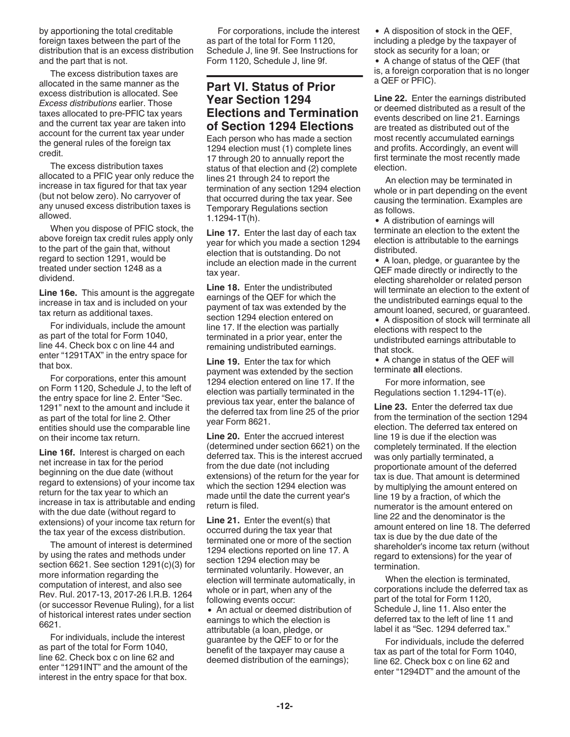by apportioning the total creditable foreign taxes between the part of the distribution that is an excess distribution and the part that is not.

The excess distribution taxes are allocated in the same manner as the excess distribution is allocated. See *Excess distributions* earlier. Those taxes allocated to pre-PFIC tax years and the current tax year are taken into account for the current tax year under the general rules of the foreign tax credit.

The excess distribution taxes allocated to a PFIC year only reduce the increase in tax figured for that tax year (but not below zero). No carryover of any unused excess distribution taxes is allowed.

When you dispose of PFIC stock, the above foreign tax credit rules apply only to the part of the gain that, without regard to section 1291, would be treated under section 1248 as a dividend.

**Line 16e.** This amount is the aggregate increase in tax and is included on your tax return as additional taxes.

For individuals, include the amount as part of the total for Form 1040, line 44. Check box c on line 44 and enter "1291TAX" in the entry space for that box.

For corporations, enter this amount on Form 1120, Schedule J, to the left of the entry space for line 2. Enter "Sec. 1291" next to the amount and include it as part of the total for line 2. Other entities should use the comparable line on their income tax return.

**Line 16f.** Interest is charged on each net increase in tax for the period beginning on the due date (without regard to extensions) of your income tax return for the tax year to which an increase in tax is attributable and ending with the due date (without regard to extensions) of your income tax return for the tax year of the excess distribution.

The amount of interest is determined by using the rates and methods under section 6621. See section 1291(c)(3) for more information regarding the computation of interest, and also see Rev. Rul. 2017-13, 2017-26 I.R.B. 1264 (or successor Revenue Ruling), for a list of historical interest rates under section 6621.

For individuals, include the interest as part of the total for Form 1040, line 62. Check box c on line 62 and enter "1291INT" and the amount of the interest in the entry space for that box.

For corporations, include the interest as part of the total for Form 1120, Schedule J, line 9f. See Instructions for Form 1120, Schedule J, line 9f.

## Part VI. Status of Prior Year Section 1294 Elections and Termination of Section 1294 Elections

Each person who has made a section 1294 election must (1) complete lines 17 through 20 to annually report the status of that election and (2) complete lines 21 through 24 to report the termination of any section 1294 election that occurred during the tax year. See Temporary Regulations section 1.1294-1T(h).

**Line 17.** Enter the last day of each tax year for which you made a section 1294 election that is outstanding. Do not include an election made in the current tax year.

**Line 18.** Enter the undistributed earnings of the QEF for which the payment of tax was extended by the section 1294 election entered on line 17. If the election was partially terminated in a prior year, enter the remaining undistributed earnings.

**Line 19.** Enter the tax for which payment was extended by the section 1294 election entered on line 17. If the election was partially terminated in the previous tax year, enter the balance of the deferred tax from line 25 of the prior year Form 8621.

**Line 20.** Enter the accrued interest (determined under section 6621) on the deferred tax. This is the interest accrued from the due date (not including extensions) of the return for the year for which the section 1294 election was made until the date the current year's return is filed.

**Line 21.** Enter the event(s) that occurred during the tax year that terminated one or more of the section 1294 elections reported on line 17. A section 1294 election may be terminated voluntarily. However, an election will terminate automatically, in whole or in part, when any of the following events occur:

- An actual or deemed distribution of earnings to which the election is attributable (a loan, pledge, or guarantee by the QEF to or for the benefit of the taxpayer may cause a deemed distribution of the earnings);
- A disposition of stock in the QEF, including a pledge by the taxpayer of stock as security for a loan; or
- A change of status of the QEF (that is, a foreign corporation that is no longer a QEF or PFIC).

**Line 22.** Enter the earnings distributed or deemed distributed as a result of the events described on line 21. Earnings are treated as distributed out of the most recently accumulated earnings and profits. Accordingly, an event will first terminate the most recently made election.

An election may be terminated in whole or in part depending on the event causing the termination. Examples are as follows.

- A distribution of earnings will terminate an election to the extent the election is attributable to the earnings distributed.
- A loan, pledge, or guarantee by the QEF made directly or indirectly to the electing shareholder or related person will terminate an election to the extent of the undistributed earnings equal to the amount loaned, secured, or guaranteed.
- A disposition of stock will terminate all elections with respect to the undistributed earnings attributable to that stock.
- A change in status of the QEF will terminate **all** elections.

For more information, see Regulations section 1.1294-1T(e).

**Line 23.** Enter the deferred tax due from the termination of the section 1294 election. The deferred tax entered on line 19 is due if the election was completely terminated. If the election was only partially terminated, a proportionate amount of the deferred tax is due. That amount is determined by multiplying the amount entered on line 19 by a fraction, of which the numerator is the amount entered on line 22 and the denominator is the amount entered on line 18. The deferred tax is due by the due date of the shareholder's income tax return (without regard to extensions) for the year of termination.

When the election is terminated, corporations include the deferred tax as part of the total for Form 1120, Schedule J, line 11. Also enter the deferred tax to the left of line 11 and label it as "Sec. 1294 deferred tax."

For individuals, include the deferred tax as part of the total for Form 1040, line 62. Check box c on line 62 and enter "1294DT" and the amount of the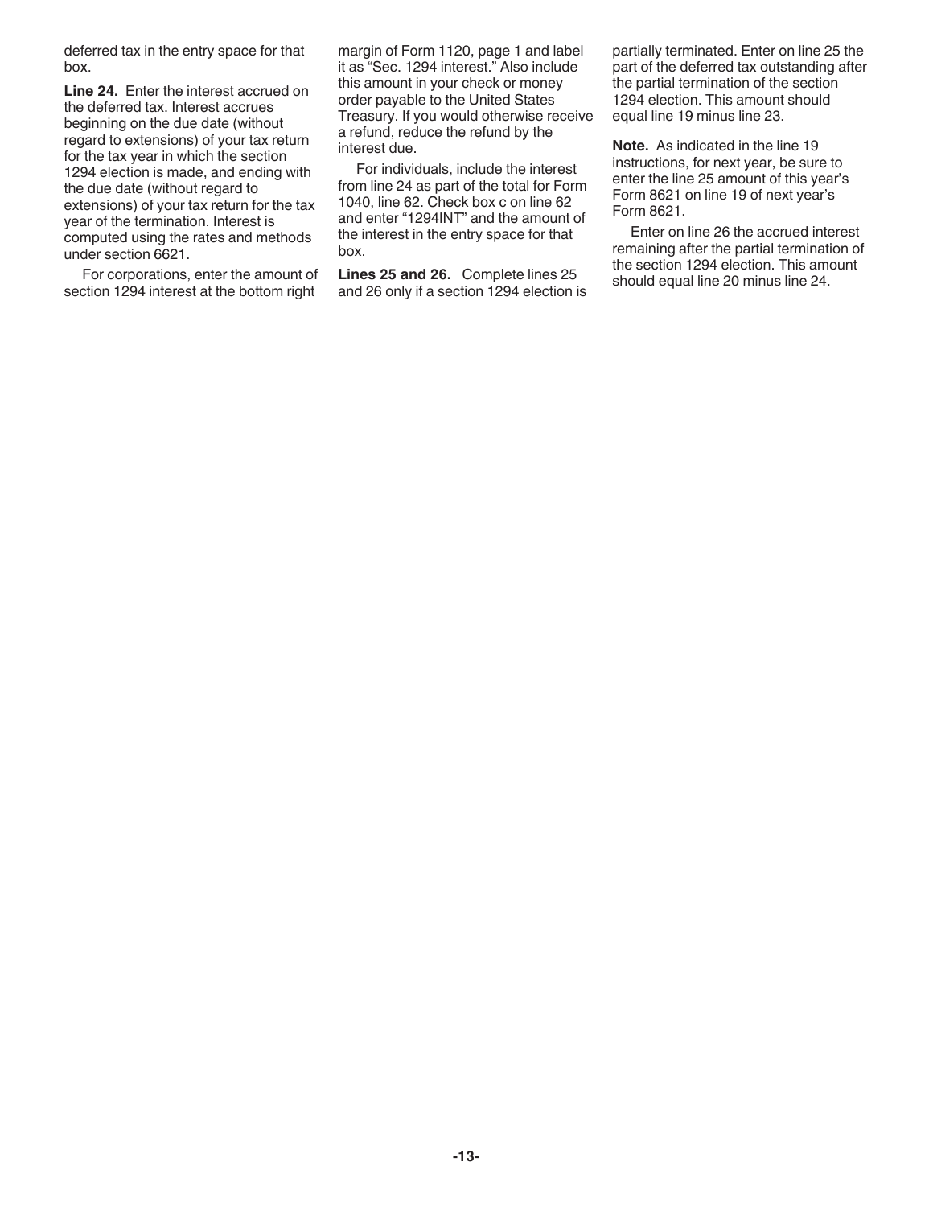deferred tax in the entry space for that box.

**Line 24.** Enter the interest accrued on the deferred tax. Interest accrues beginning on the due date (without regard to extensions) of your tax return for the tax year in which the section 1294 election is made, and ending with the due date (without regard to extensions) of your tax return for the tax year of the termination. Interest is computed using the rates and methods under section 6621.

For corporations, enter the amount of section 1294 interest at the bottom right margin of Form 1120, page 1 and label it as "Sec. 1294 interest." Also include this amount in your check or money order payable to the United States Treasury. If you would otherwise receive a refund, reduce the refund by the interest due.

For individuals, include the interest from line 24 as part of the total for Form 1040, line 62. Check box c on line 62 and enter "1294INT" and the amount of the interest in the entry space for that box.

**Lines 25 and 26.** Complete lines 25 and 26 only if a section 1294 election is partially terminated. Enter on line 25 the part of the deferred tax outstanding after the partial termination of the section 1294 election. This amount should equal line 19 minus line 23.

**Note.** As indicated in the line 19 instructions, for next year, be sure to enter the line 25 amount of this year's Form 8621 on line 19 of next year's Form 8621.

Enter on line 26 the accrued interest remaining after the partial termination of the section 1294 election. This amount should equal line 20 minus line 24.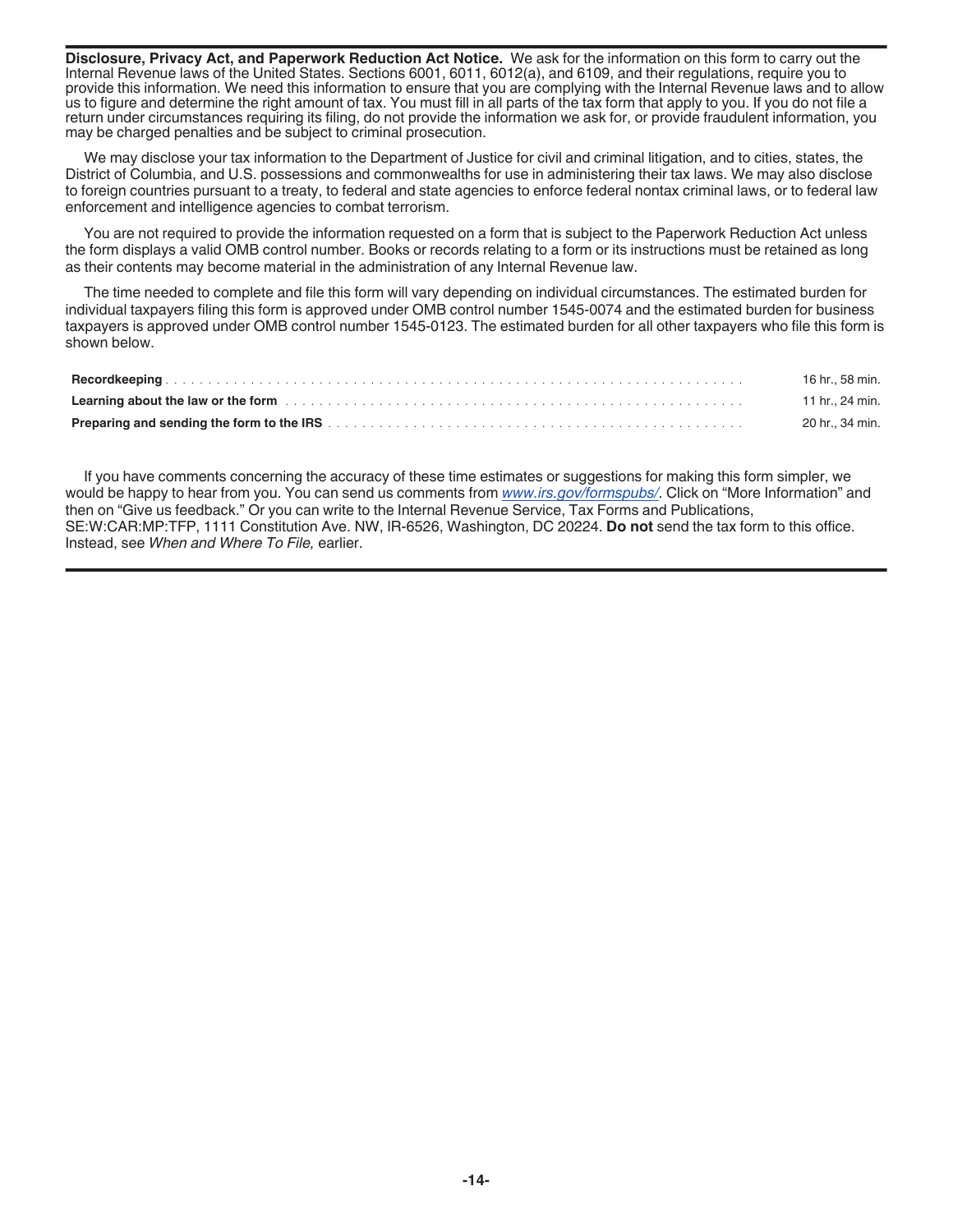**Disclosure, Privacy Act, and Paperwork Reduction Act Notice.** We ask for the information on this form to carry out the Internal Revenue laws of the United States. Sections 6001, 6011, 6012(a), and 6109, and their regulations, require you to provide this information. We need this information to ensure that you are complying with the Internal Revenue laws and to allow us to figure and determine the right amount of tax. You must fill in all parts of the tax form that apply to you. If you do not file a return under circumstances requiring its filing, do not provide the information we ask for, or provide fraudulent information, you may be charged penalties and be subject to criminal prosecution.

We may disclose your tax information to the Department of Justice for civil and criminal litigation, and to cities, states, the District of Columbia, and U.S. possessions and commonwealths for use in administering their tax laws. We may also disclose to foreign countries pursuant to a treaty, to federal and state agencies to enforce federal nontax criminal laws, or to federal law enforcement and intelligence agencies to combat terrorism.

You are not required to provide the information requested on a form that is subject to the Paperwork Reduction Act unless the form displays a valid OMB control number. Books or records relating to a form or its instructions must be retained as long as their contents may become material in the administration of any Internal Revenue law.

The time needed to complete and file this form will vary depending on individual circumstances. The estimated burden for individual taxpayers filing this form is approved under OMB control number 1545-0074 and the estimated burden for business taxpayers is approved under OMB control number 1545-0123. The estimated burden for all other taxpayers who file this form is shown below.

| | |
|---|---|
| **Recordkeeping** | 16 hr., 58 min. |
| **Learning about the law or the form** | 11 hr., 24 min. |
| **Preparing and sending the form to the IRS** | 20 hr., 34 min. |

If you have comments concerning the accuracy of these time estimates or suggestions for making this form simpler, we would be happy to hear from you. You can send us comments from *www.irs.gov/formspubs/*. Click on "More Information" and then on "Give us feedback." Or you can write to the Internal Revenue Service, Tax Forms and Publications, SE:W:CAR:MP:TFP, 1111 Constitution Ave. NW, IR-6526, Washington, DC 20224. **Do not** send the tax form to this office. Instead, see *When and Where To File,* earlier.